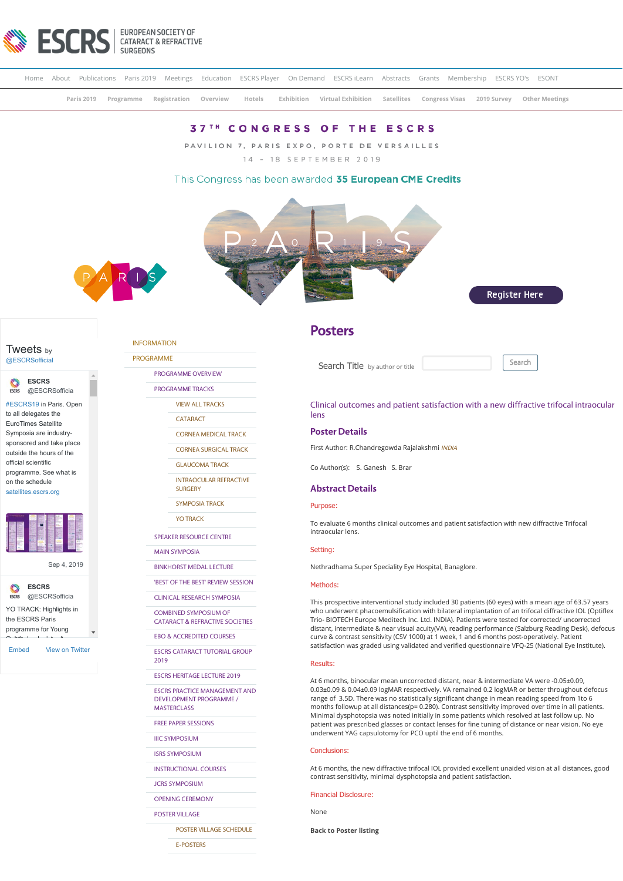# Posters

## Clinical outcomes and patient satisfaction with a new diffractive trifocal intraocular lens

### Poster Details

First Author: R.Chandregowda Rajalakshmi *INDIA*

Co Author(s): S. Ganesh S. Brar

### Abstract Details

**Purpose:**

To evaluate 6 months clinical outcomes and patient satisfaction with new diffractive Trifocal intraocular lens.

**Setting:**

Nethradhama Super Speciality Eye Hospital, Banaglore.

**Methods:**

This prospective interventional study included 30 patients (60 eyes) with a mean age of 63.57 years who underwent phacoemulsification with bilateral implantation of an trifocal diffractive IOL (Optiflex Trio- BIOTECH Europe Meditech Inc. Ltd. INDIA). Patients were tested for corrected/ uncorrected distant, intermediate & near visual acuity(VA), reading performance (Salzburg Reading Desk), defocus curve & contrast sensitivity (CSV 1000) at 1 week, 1 and 6 months post-operatively. Patient satisfaction was graded using validated and verified questionnaire VFQ-25 (National Eye Institute).

**Results:**

At 6 months, binocular mean uncorrected distant, near & intermediate VA were -0.05±0.09, 0.03±0.09 & 0.04±0.09 logMAR respectively. VA remained 0.2 logMAR or better throughout defocus range of 3.5D. There was no statistically significant change in mean reading speed from 1to 6 months followup at all distances(p= 0.280). Contrast sensitivity improved over time in all patients. Minimal dysphotopsia was noted initially in some patients which resolved at last follow up. No patient was prescribed glasses or contact lenses for fine tuning of distance or near vision. No eye underwent YAG capsulotomy for PCO uptil the end of 6 months.

**Conclusions:**

At 6 months, the new diffractive trifocal IOL provided excellent unaided vision at all distances, good contrast sensitivity, minimal dysphotopsia and patient satisfaction.

**Financial Disclosure:**

None

**Back to Poster listing**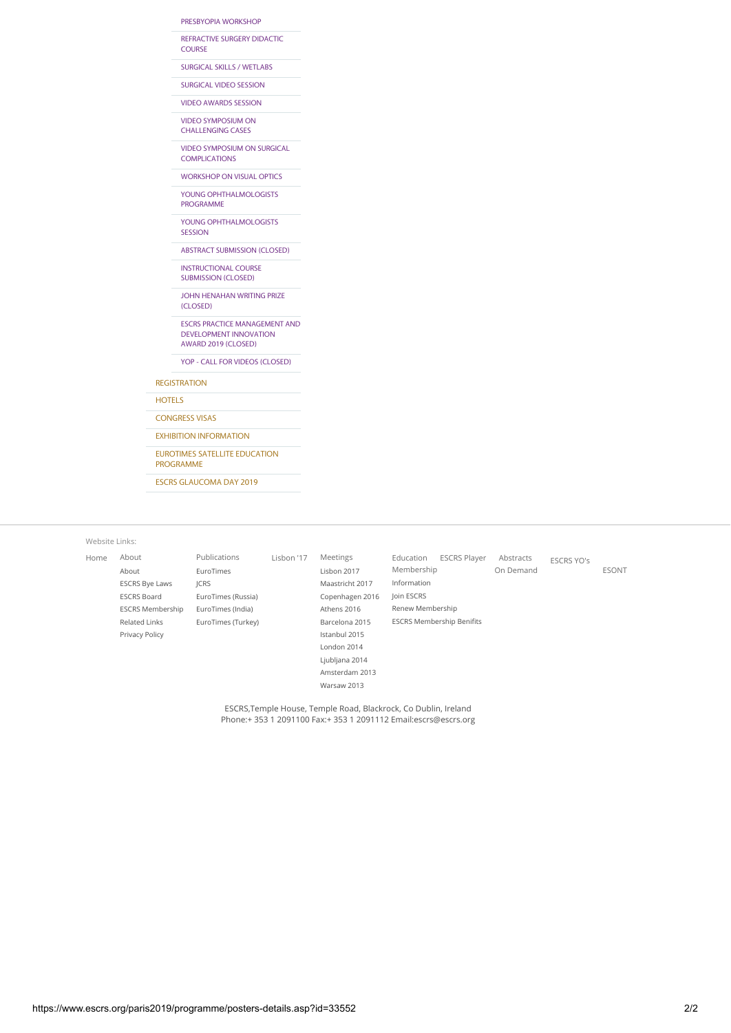- PRESBYOPIA WORKSHOP
- REFRACTIVE SURGERY DIDACTIC COURSE
- SURGICAL SKILLS / WETLABS
- SURGICAL VIDEO SESSION
- VIDEO AWARDS SESSION
- VIDEO SYMPOSIUM ON CHALLENGING CASES
- VIDEO SYMPOSIUM ON SURGICAL COMPLICATIONS
- WORKSHOP ON VISUAL OPTICS
- YOUNG OPHTHALMOLOGISTS PROGRAMME
- YOUNG OPHTHALMOLOGISTS SESSION
- ABSTRACT SUBMISSION (CLOSED)
- INSTRUCTIONAL COURSE SUBMISSION (CLOSED)
- JOHN HENAHAN WRITING PRIZE (CLOSED)
- ESCRS PRACTICE MANAGEMENT AND DEVELOPMENT INNOVATION AWARD 2019 (CLOSED)
- YOP - CALL FOR VIDEOS (CLOSED)

- REGISTRATION
- HOTELS
- CONGRESS VISAS
- EXHIBITION INFORMATION
- EUROTIMES SATELLITE EDUCATION PROGRAMME
- ESCRS GLAUCOMA DAY 2019

Website Links:

Home

About
- About
- ESCRS Bye Laws
- ESCRS Board
- ESCRS Membership
- Related Links
- Privacy Policy

Publications
- EuroTimes
- JCRS
- EuroTimes (Russia)
- EuroTimes (India)
- EuroTimes (Turkey)

Lisbon '17

Meetings
- Lisbon 2017
- Maastricht 2017
- Copenhagen 2016
- Athens 2016
- Barcelona 2015
- Istanbul 2015
- London 2014
- Ljubljana 2014
- Amsterdam 2013
- Warsaw 2013

Education

ESCRS Player

Membership
- Information
- Join ESCRS
- Renew Membership
- ESCRS Membership Benifits

Abstracts On Demand

ESCRS YO's

ESONT

ESCRS,Temple House, Temple Road, Blackrock, Co Dublin, Ireland
Phone:+ 353 1 2091100 Fax:+ 353 1 2091112 Email:escrs@escrs.org